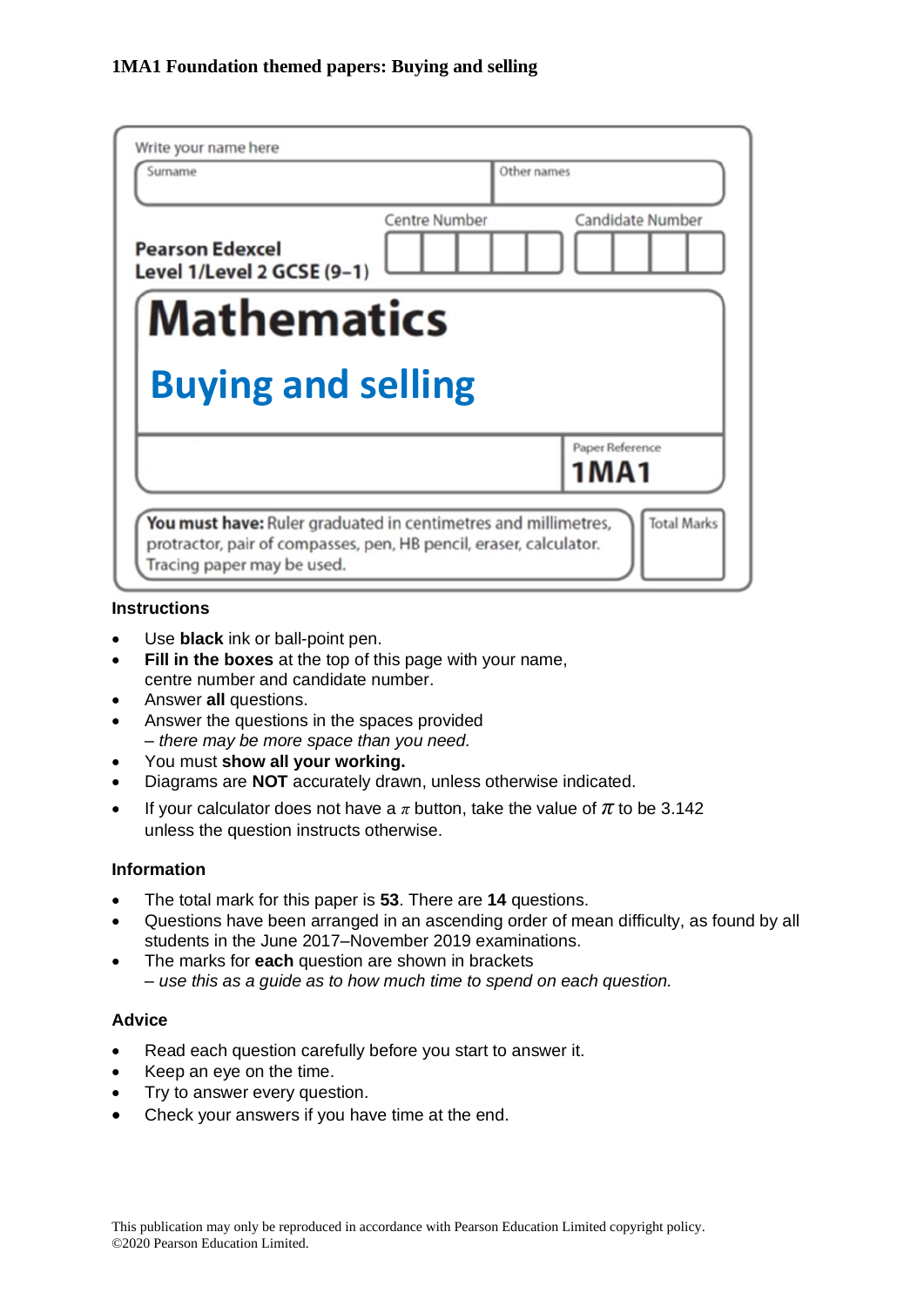**1MA1 Foundation themed papers: Buying and selling**

Write your name here

| Surname | Other names |
|---|---|
| | |

**Pearson Edexcel**
**Level 1/Level 2 GCSE (9–1)**

Centre Number | Candidate Number

# Mathematics

## Buying and selling

Paper Reference
**1MA1**

**You must have:** Ruler graduated in centimetres and millimetres, protractor, pair of compasses, pen, HB pencil, eraser, calculator. Tracing paper may be used.

Total Marks

### Instructions

- Use **black** ink or ball-point pen.
- **Fill in the boxes** at the top of this page with your name, centre number and candidate number.
- Answer **all** questions.
- Answer the questions in the spaces provided
  *– there may be more space than you need.*
- You must **show all your working.**
- Diagrams are **NOT** accurately drawn, unless otherwise indicated.
- If your calculator does not have a $\pi$ button, take the value of $\pi$ to be 3.142 unless the question instructs otherwise.

### Information

- The total mark for this paper is **53**. There are **14** questions.
- Questions have been arranged in an ascending order of mean difficulty, as found by all students in the June 2017–November 2019 examinations.
- The marks for **each** question are shown in brackets
  *– use this as a guide as to how much time to spend on each question.*

### Advice

- Read each question carefully before you start to answer it.
- Keep an eye on the time.
- Try to answer every question.
- Check your answers if you have time at the end.

This publication may only be reproduced in accordance with Pearson Education Limited copyright policy.
©2020 Pearson Education Limited.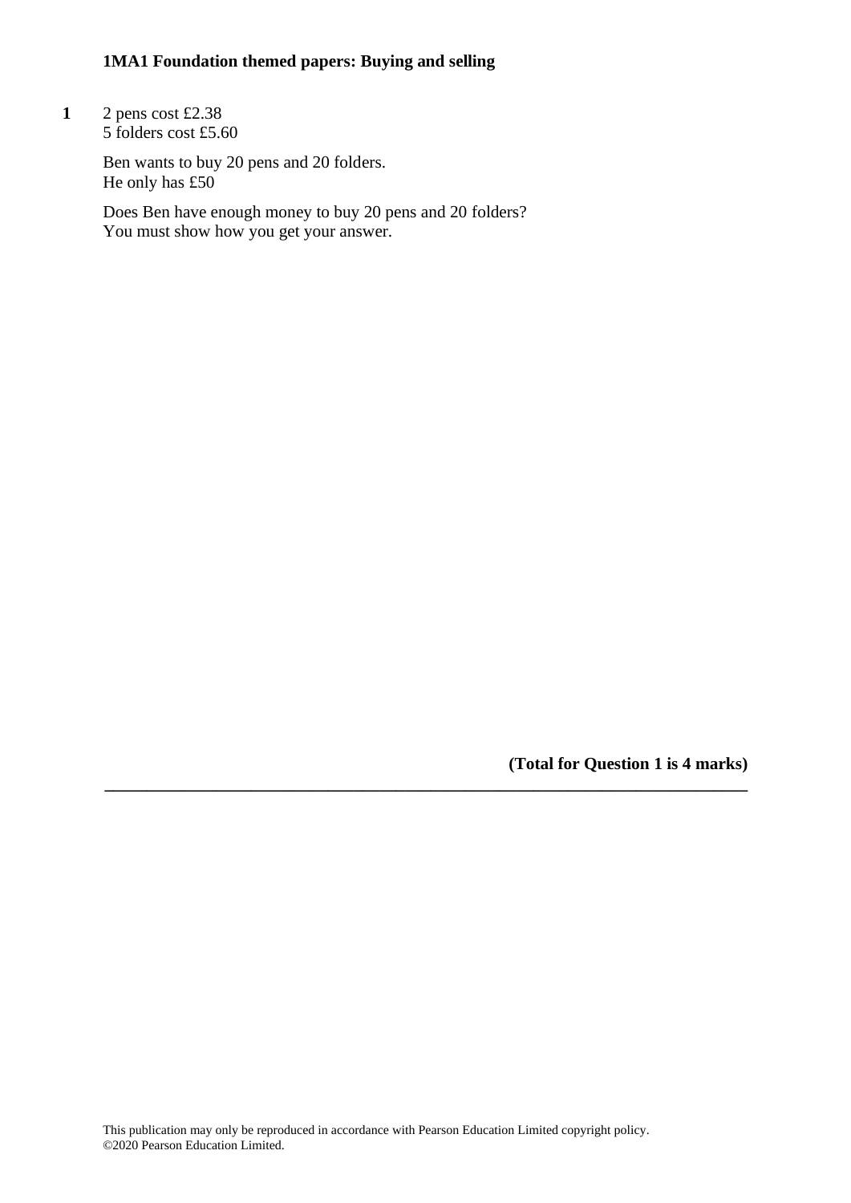**1MA1 Foundation themed papers: Buying and selling**

**1** 2 pens cost £2.38
5 folders cost £5.60

Ben wants to buy 20 pens and 20 folders.
He only has £50

Does Ben have enough money to buy 20 pens and 20 folders?
You must show how you get your answer.

**(Total for Question 1 is 4 marks)**

---

This publication may only be reproduced in accordance with Pearson Education Limited copyright policy.
©2020 Pearson Education Limited.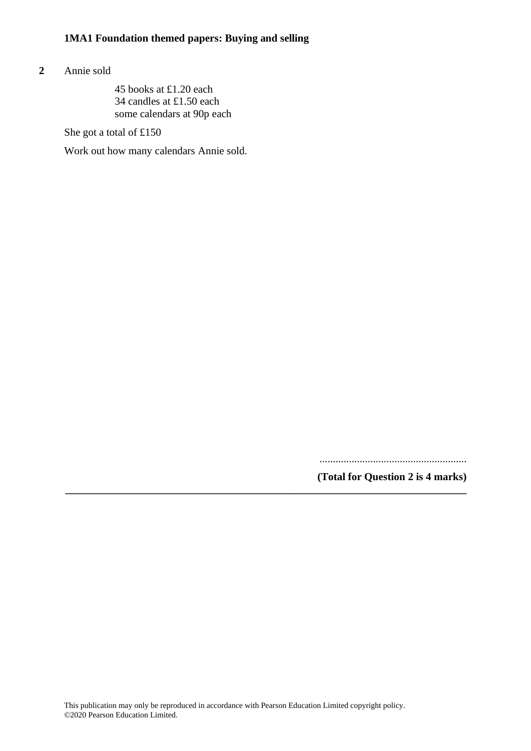**2** Annie sold

45 books at £1.20 each
34 candles at £1.50 each
some calendars at 90p each

She got a total of £150

Work out how many calendars Annie sold.

.......................................................

**(Total for Question 2 is 4 marks)**

---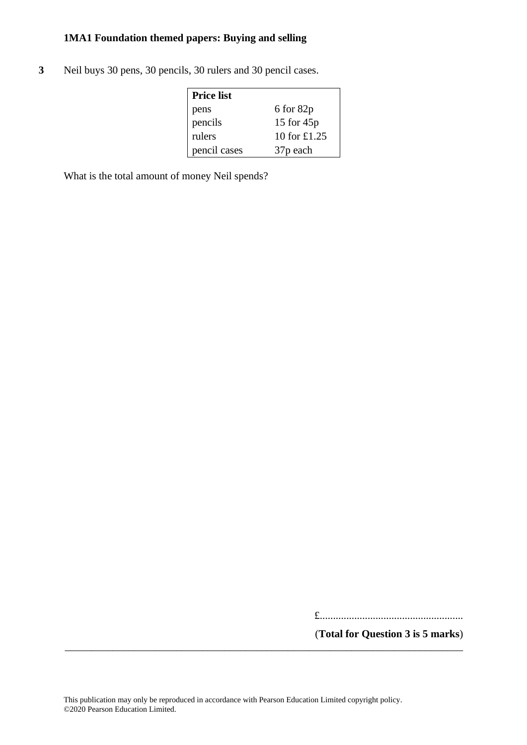**3** Neil buys 30 pens, 30 pencils, 30 rulers and 30 pencil cases.

| **Price list** | |
|---|---|
| pens | 6 for 82p |
| pencils | 15 for 45p |
| rulers | 10 for £1.25 |
| pencil cases | 37p each |

What is the total amount of money Neil spends?

£.......................................................

(**Total for Question 3 is 5 marks**)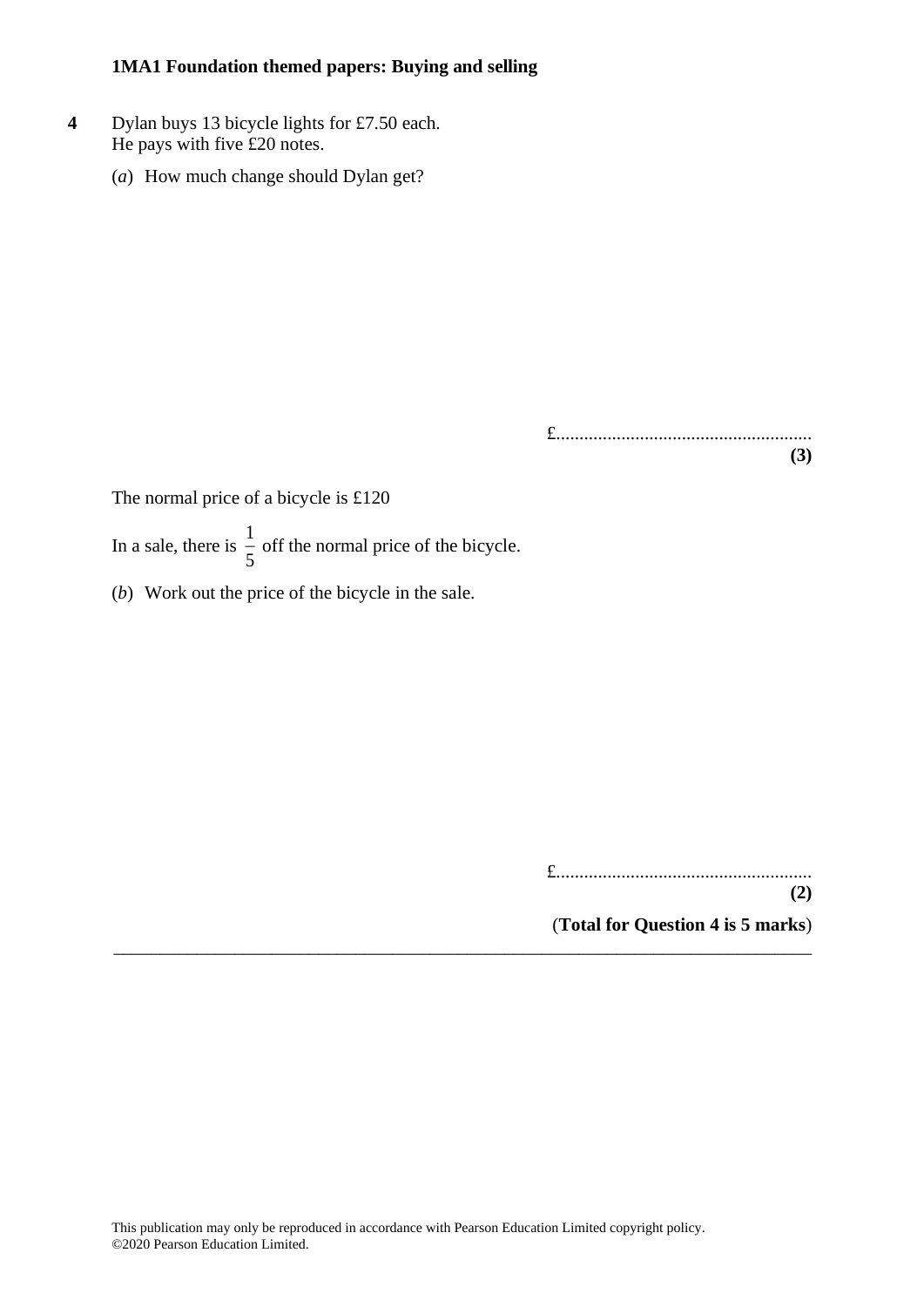**4** Dylan buys 13 bicycle lights for £7.50 each.
He pays with five £20 notes.

(*a*) How much change should Dylan get?

£.......................................................
**(3)**

The normal price of a bicycle is £120

In a sale, there is $\frac{1}{5}$ off the normal price of the bicycle.

(*b*) Work out the price of the bicycle in the sale.

£.......................................................
**(2)**

(**Total for Question 4 is 5 marks**)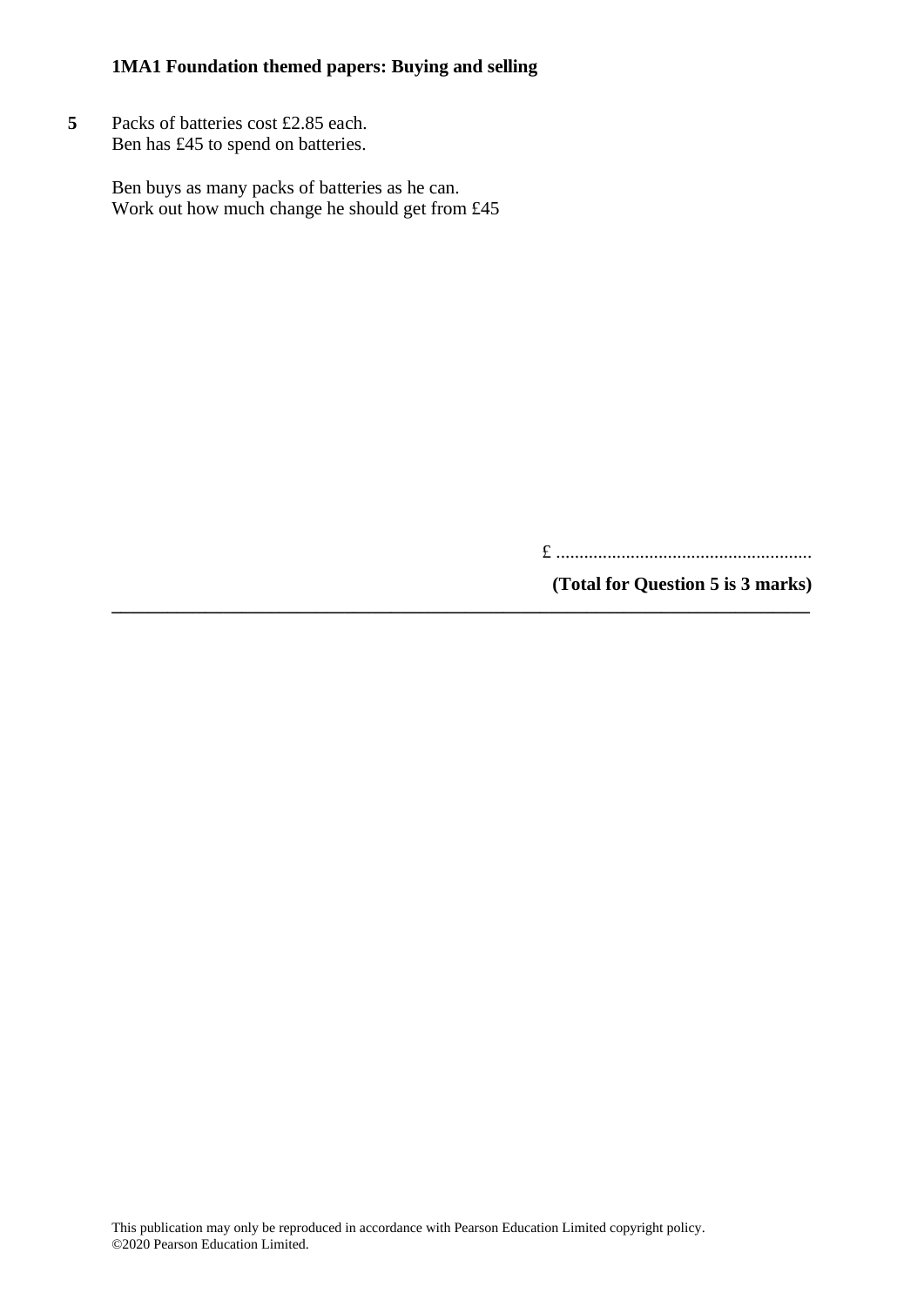**5** Packs of batteries cost £2.85 each.
Ben has £45 to spend on batteries.

Ben buys as many packs of batteries as he can.
Work out how much change he should get from £45

£ .......................................................

**(Total for Question 5 is 3 marks)**

---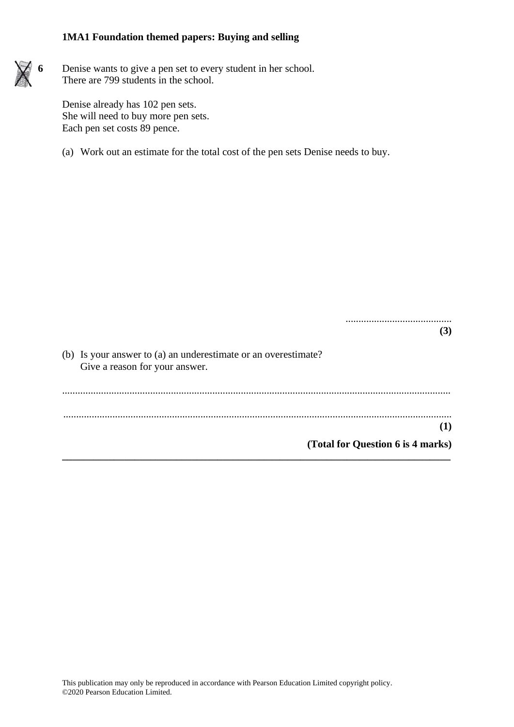**1MA1 Foundation themed papers: Buying and selling**

**6** Denise wants to give a pen set to every student in her school.
There are 799 students in the school.

Denise already has 102 pen sets.
She will need to buy more pen sets.
Each pen set costs 89 pence.

(a) Work out an estimate for the total cost of the pen sets Denise needs to buy.

.........................................
**(3)**

(b) Is your answer to (a) an underestimate or an overestimate?
Give a reason for your answer.

.......................................................................................................................................................

.......................................................................................................................................................
**(1)**

**(Total for Question 6 is 4 marks)**

This publication may only be reproduced in accordance with Pearson Education Limited copyright policy.
©2020 Pearson Education Limited.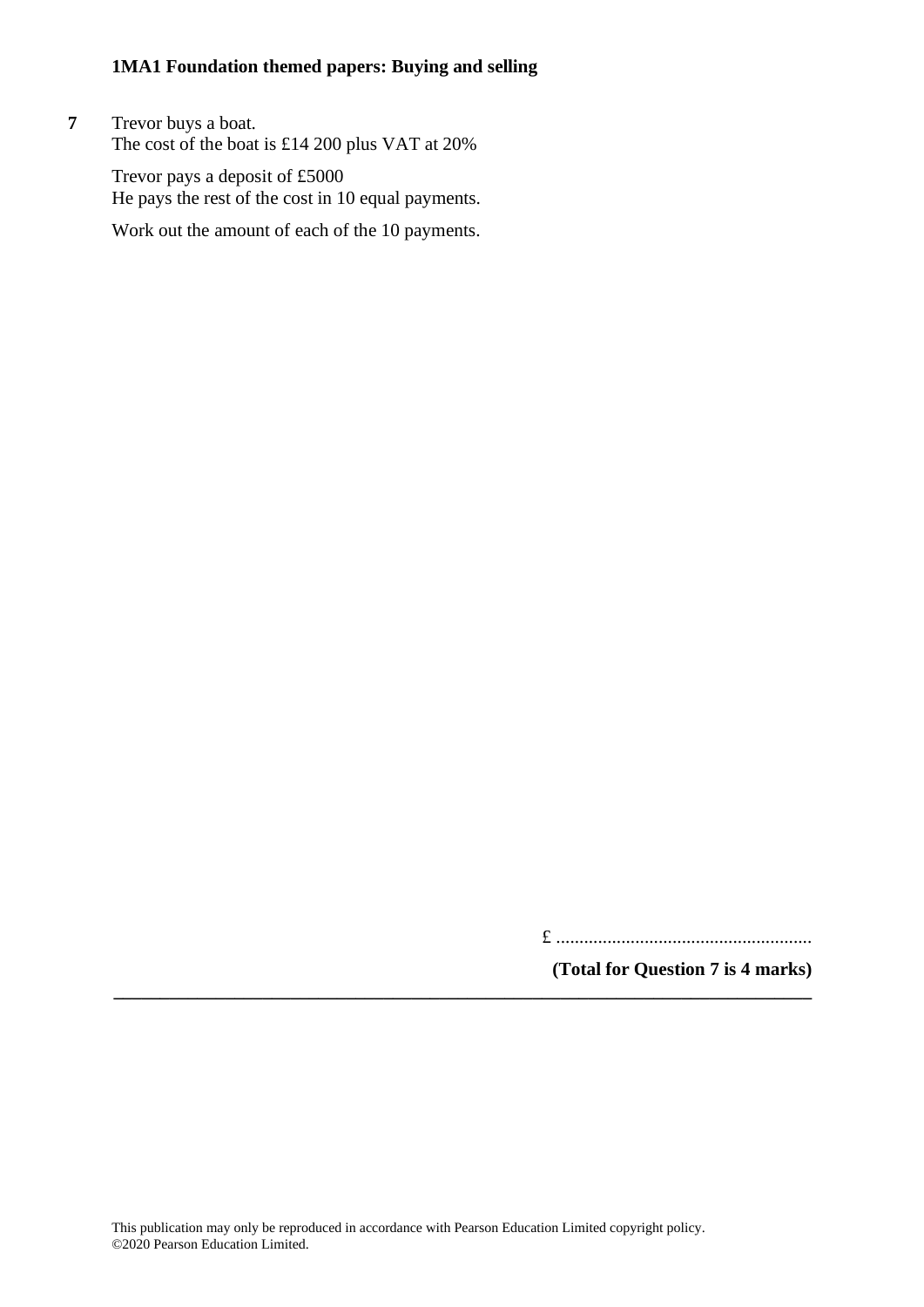**7** Trevor buys a boat.
The cost of the boat is £14 200 plus VAT at 20%

Trevor pays a deposit of £5000
He pays the rest of the cost in 10 equal payments.

Work out the amount of each of the 10 payments.

£ .......................................................

**(Total for Question 7 is 4 marks)**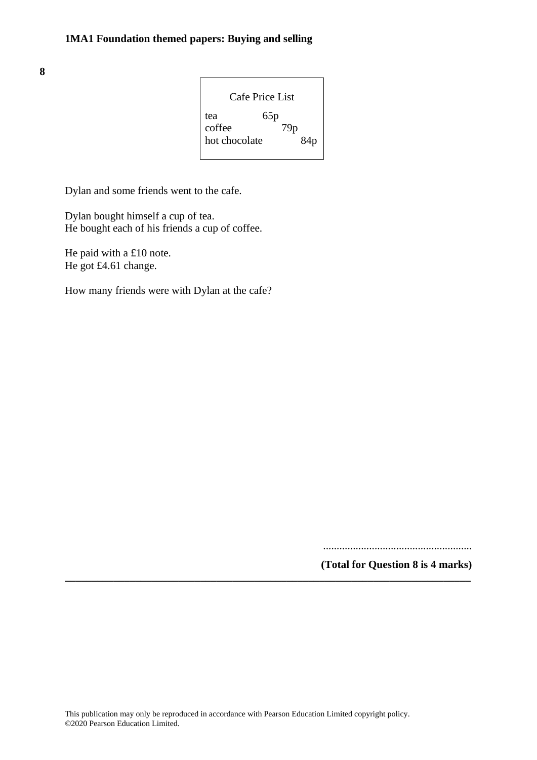**8**

| Cafe Price List | |
|---|---|
| tea | 65p |
| coffee | 79p |
| hot chocolate | 84p |

Dylan and some friends went to the cafe.

Dylan bought himself a cup of tea.
He bought each of his friends a cup of coffee.

He paid with a £10 note.
He got £4.61 change.

How many friends were with Dylan at the cafe?

.......................................................

**(Total for Question 8 is 4 marks)**

---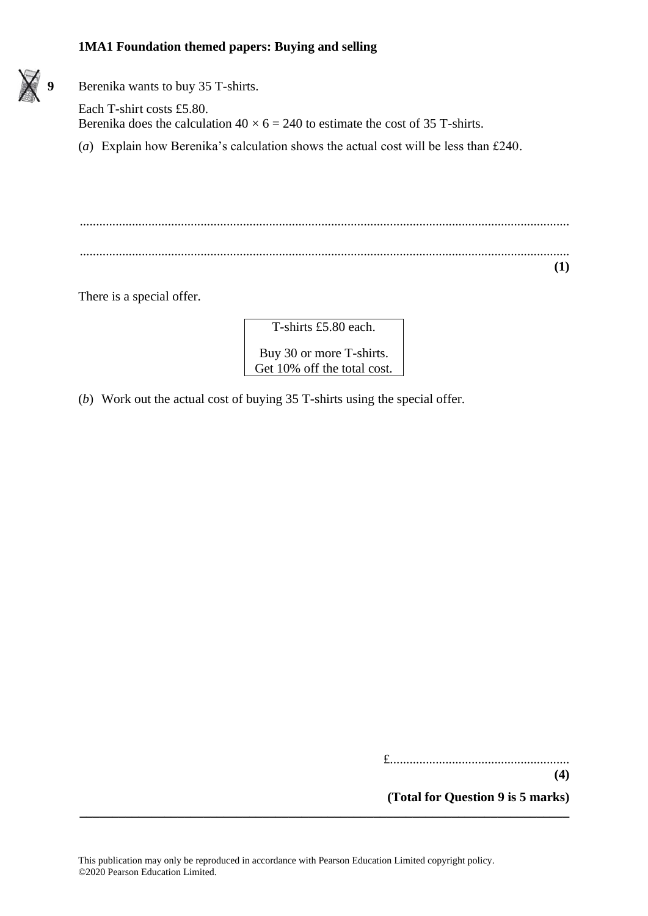**9** Berenika wants to buy 35 T-shirts.

Each T-shirt costs £5.80.
Berenika does the calculation $40 \times 6 = 240$ to estimate the cost of 35 T-shirts.

(*a*) Explain how Berenika's calculation shows the actual cost will be less than £240.

......................................................................................................................................................

......................................................................................................................................................

**(1)**

There is a special offer.

| T-shirts £5.80 each.<br>Buy 30 or more T-shirts.<br>Get 10% off the total cost. |
|---|

(*b*) Work out the actual cost of buying 35 T-shirts using the special offer.

£.......................................................

**(4)**

**(Total for Question 9 is 5 marks)**

---

This publication may only be reproduced in accordance with Pearson Education Limited copyright policy.
©2020 Pearson Education Limited.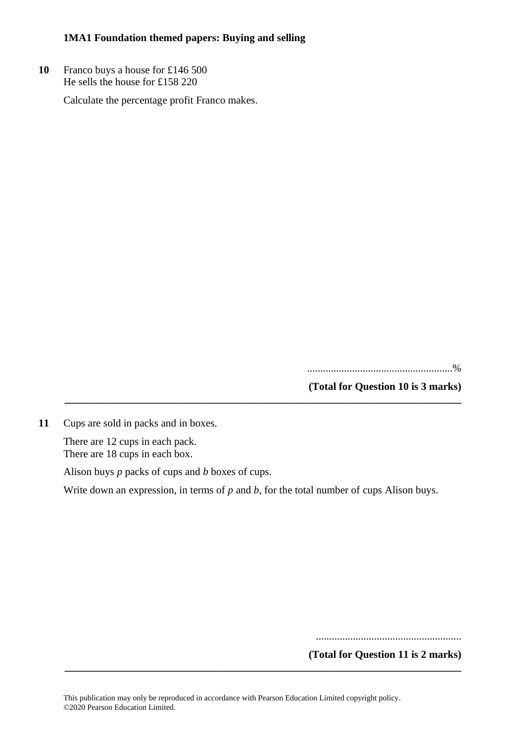**1MA1 Foundation themed papers: Buying and selling**

**10** Franco buys a house for £146 500
He sells the house for £158 220

Calculate the percentage profit Franco makes.

.......................................................%

**(Total for Question 10 is 3 marks)**

---

**11** Cups are sold in packs and in boxes.

There are 12 cups in each pack.
There are 18 cups in each box.

Alison buys $p$ packs of cups and $b$ boxes of cups.

Write down an expression, in terms of $p$ and $b$, for the total number of cups Alison buys.

.......................................................

**(Total for Question 11 is 2 marks)**

---

This publication may only be reproduced in accordance with Pearson Education Limited copyright policy.
©2020 Pearson Education Limited.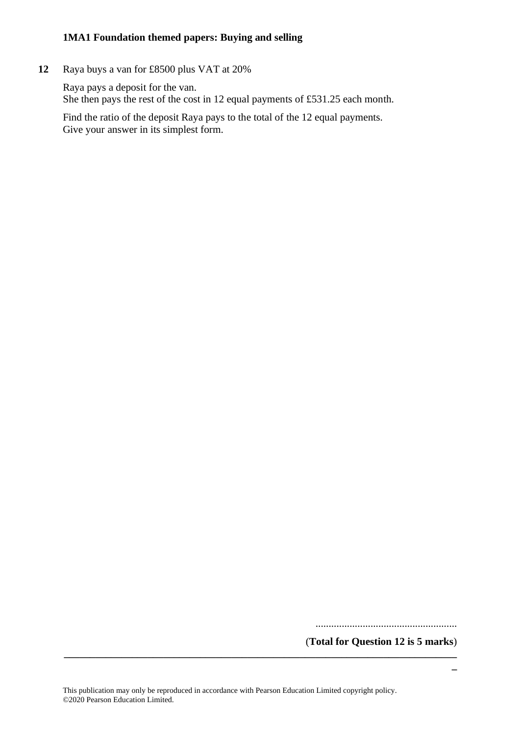**12** Raya buys a van for £8500 plus VAT at 20%

Raya pays a deposit for the van.
She then pays the rest of the cost in 12 equal payments of £531.25 each month.

Find the ratio of the deposit Raya pays to the total of the 12 equal payments.
Give your answer in its simplest form.

......................................................

(**Total for Question 12 is 5 marks**)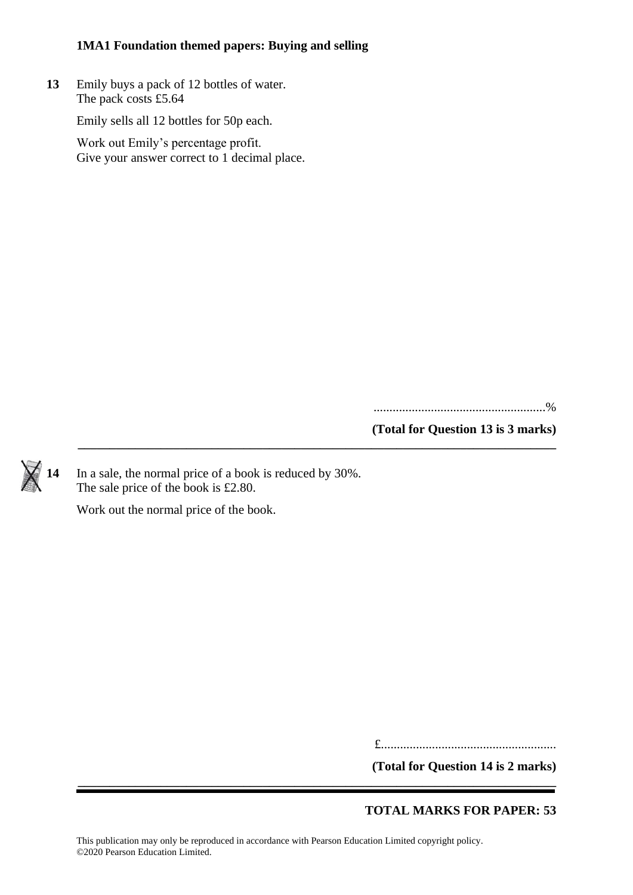**13** Emily buys a pack of 12 bottles of water.
The pack costs £5.64

Emily sells all 12 bottles for 50p each.

Work out Emily's percentage profit.
Give your answer correct to 1 decimal place.

......................................................%

**(Total for Question 13 is 3 marks)**

---

**14** In a sale, the normal price of a book is reduced by 30%.
The sale price of the book is £2.80.

Work out the normal price of the book.

£......................................................

**(Total for Question 14 is 2 marks)**

---

**TOTAL MARKS FOR PAPER: 53**

This publication may only be reproduced in accordance with Pearson Education Limited copyright policy.
©2020 Pearson Education Limited.